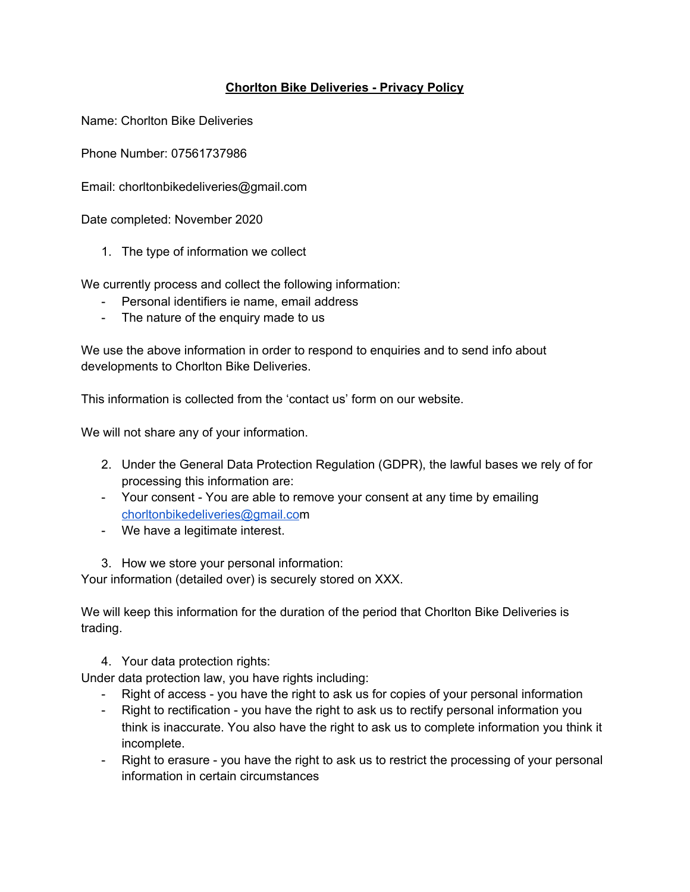# **Chorlton Bike Deliveries - Privacy Policy**

Name: Chorlton Bike Deliveries

Phone Number: 07561737986

Email: chorltonbikedeliveries@gmail.com

Date completed: November 2020

1. The type of information we collect

We currently process and collect the following information:

- Personal identifiers ie name, email address
- The nature of the enquiry made to us

We use the above information in order to respond to enquiries and to send info about developments to Chorlton Bike Deliveries.

This information is collected from the 'contact us' form on our website.

We will not share any of your information.

2. Under the General Data Protection Regulation (GDPR), the lawful bases we rely of for processing this information are:

- Your consent - You are able to remove your consent at any time by emailing chorltonbikedeliveries@gmail.com
- We have a legitimate interest.

3. How we store your personal information:

Your information (detailed over) is securely stored on XXX.

We will keep this information for the duration of the period that Chorlton Bike Deliveries is trading.

4. Your data protection rights:

Under data protection law, you have rights including:

- Right of access - you have the right to ask us for copies of your personal information
- Right to rectification - you have the right to ask us to rectify personal information you think is inaccurate. You also have the right to ask us to complete information you think it incomplete.
- Right to erasure - you have the right to ask us to restrict the processing of your personal information in certain circumstances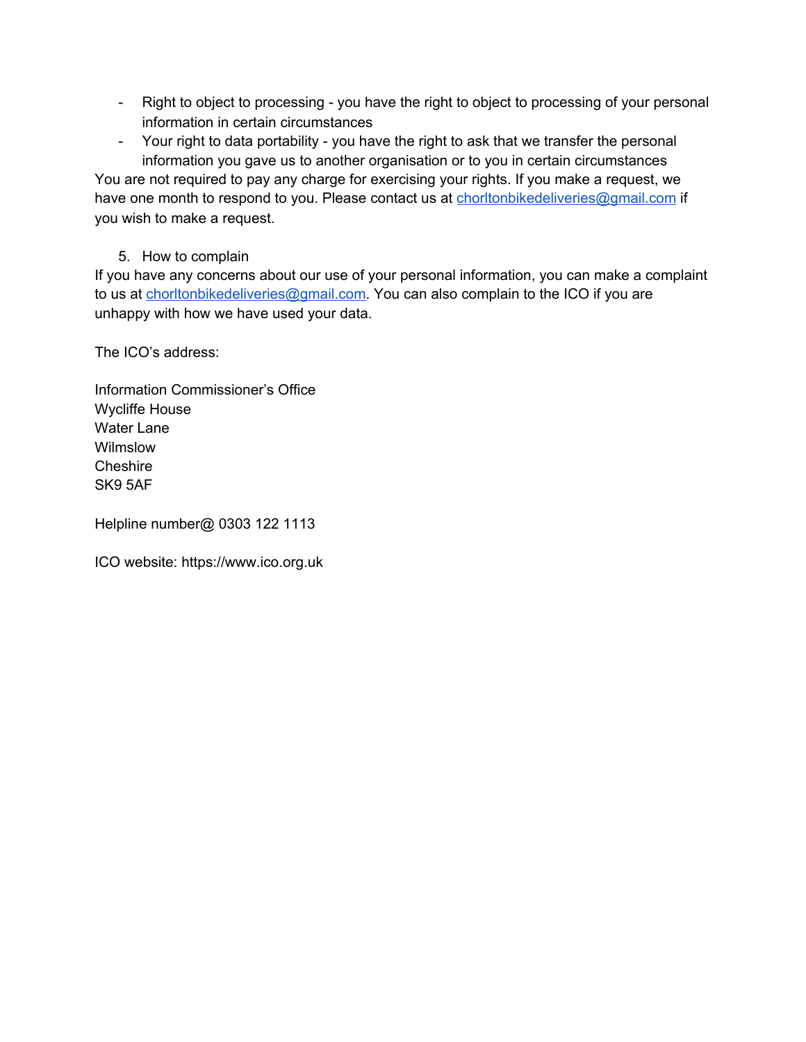- Right to object to processing - you have the right to object to processing of your personal information in certain circumstances
- Your right to data portability - you have the right to ask that we transfer the personal information you gave us to another organisation or to you in certain circumstances

You are not required to pay any charge for exercising your rights. If you make a request, we have one month to respond to you. Please contact us at chorltonbikedeliveries@gmail.com if you wish to make a request.

5. How to complain

If you have any concerns about our use of your personal information, you can make a complaint to us at chorltonbikedeliveries@gmail.com. You can also complain to the ICO if you are unhappy with how we have used your data.

The ICO's address:

Information Commissioner's Office
Wycliffe House
Water Lane
Wilmslow
Cheshire
SK9 5AF

Helpline number@ 0303 122 1113

ICO website: https://www.ico.org.uk